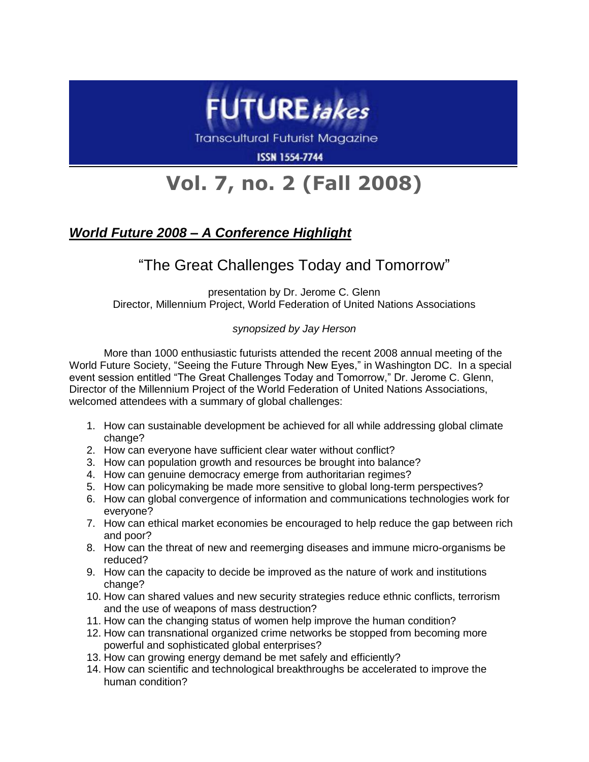# FUTURE*takes*

Transcultural Futurist Magazine

ISSN 1554-7744

# Vol. 7, no. 2 (Fall 2008)

## ***World Future 2008 – A Conference Highlight***

## "The Great Challenges Today and Tomorrow"

presentation by Dr. Jerome C. Glenn
Director, Millennium Project, World Federation of United Nations Associations

*synopsized by Jay Herson*

More than 1000 enthusiastic futurists attended the recent 2008 annual meeting of the World Future Society, "Seeing the Future Through New Eyes," in Washington DC. In a special event session entitled "The Great Challenges Today and Tomorrow," Dr. Jerome C. Glenn, Director of the Millennium Project of the World Federation of United Nations Associations, welcomed attendees with a summary of global challenges:

1. How can sustainable development be achieved for all while addressing global climate change?
2. How can everyone have sufficient clear water without conflict?
3. How can population growth and resources be brought into balance?
4. How can genuine democracy emerge from authoritarian regimes?
5. How can policymaking be made more sensitive to global long-term perspectives?
6. How can global convergence of information and communications technologies work for everyone?
7. How can ethical market economies be encouraged to help reduce the gap between rich and poor?
8. How can the threat of new and reemerging diseases and immune micro-organisms be reduced?
9. How can the capacity to decide be improved as the nature of work and institutions change?
10. How can shared values and new security strategies reduce ethnic conflicts, terrorism and the use of weapons of mass destruction?
11. How can the changing status of women help improve the human condition?
12. How can transnational organized crime networks be stopped from becoming more powerful and sophisticated global enterprises?
13. How can growing energy demand be met safely and efficiently?
14. How can scientific and technological breakthroughs be accelerated to improve the human condition?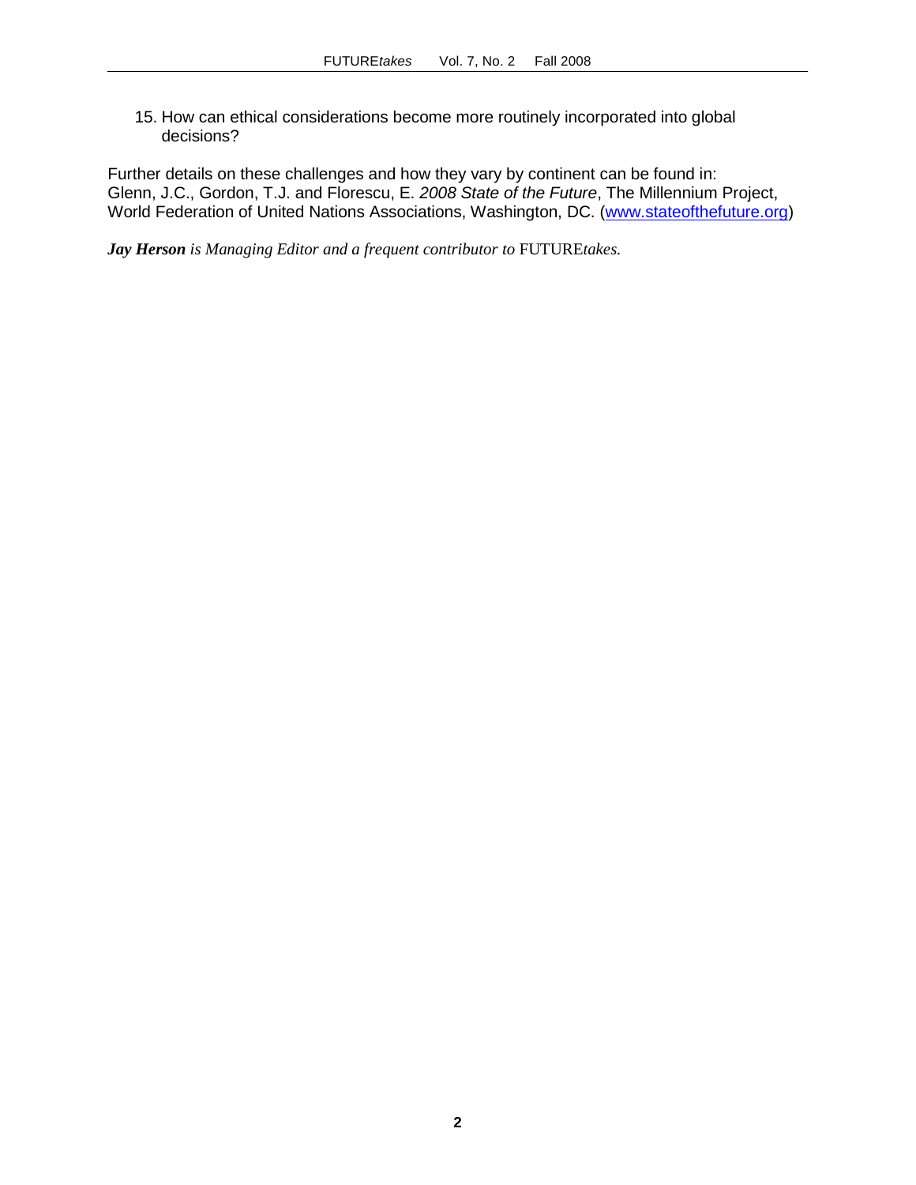15. How can ethical considerations become more routinely incorporated into global decisions?

Further details on these challenges and how they vary by continent can be found in: Glenn, J.C., Gordon, T.J. and Florescu, E. *2008 State of the Future*, The Millennium Project, World Federation of United Nations Associations, Washington, DC. (www.stateofthefuture.org)

***Jay Herson** is Managing Editor and a frequent contributor to* FUTURE*takes.*